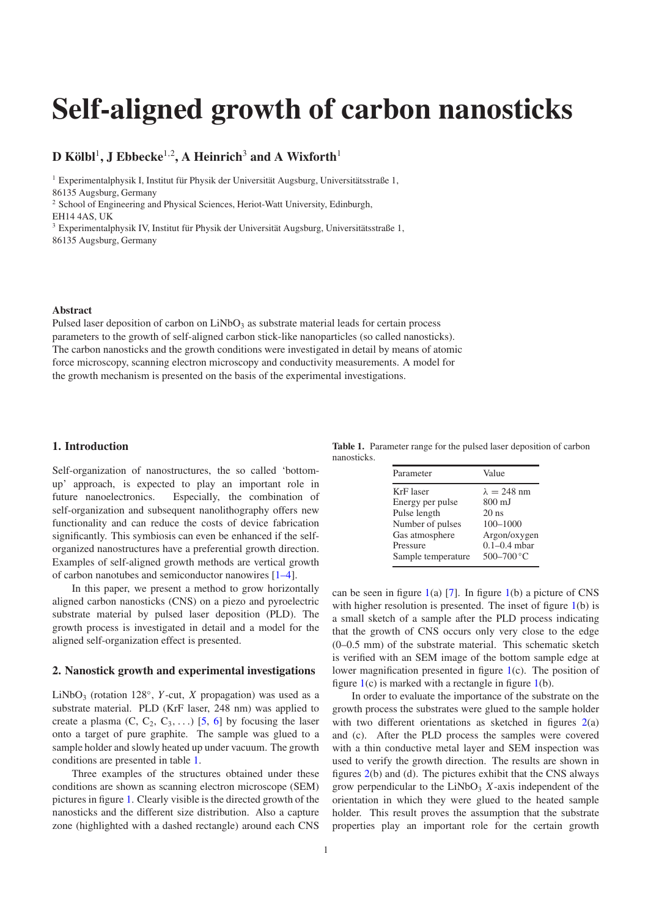# Self-aligned growth of carbon nanosticks

**D Kölbl[1], J Ebbecke[1,2], A Heinrich[3] and A Wixforth[1]**

[1] Experimentalphysik I, Institut für Physik der Universität Augsburg, Universitätsstraße 1, 86135 Augsburg, Germany

[2] School of Engineering and Physical Sciences, Heriot-Watt University, Edinburgh, EH14 4AS, UK

[3] Experimentalphysik IV, Institut für Physik der Universität Augsburg, Universitätsstraße 1, 86135 Augsburg, Germany

### Abstract

Pulsed laser deposition of carbon on $LiNbO_3$ as substrate material leads for certain process parameters to the growth of self-aligned carbon stick-like nanoparticles (so called nanosticks). The carbon nanosticks and the growth conditions were investigated in detail by means of atomic force microscopy, scanning electron microscopy and conductivity measurements. A model for the growth mechanism is presented on the basis of the experimental investigations.

## 1. Introduction

Self-organization of nanostructures, the so called 'bottom-up' approach, is expected to play an important role in future nanoelectronics. Especially, the combination of self-organization and subsequent nanolithography offers new functionality and can reduce the costs of device fabrication significantly. This symbiosis can even be enhanced if the self-organized nanostructures have a preferential growth direction. Examples of self-aligned growth methods are vertical growth of carbon nanotubes and semiconductor nanowires [1–4].

In this paper, we present a method to grow horizontally aligned carbon nanosticks (CNS) on a piezo and pyroelectric substrate material by pulsed laser deposition (PLD). The growth process is investigated in detail and a model for the aligned self-organization effect is presented.

## 2. Nanostick growth and experimental investigations

$LiNbO_3$ (rotation 128°, $Y$-cut, $X$ propagation) was used as a substrate material. PLD (KrF laser, 248 nm) was applied to create a plasma (C, $C_2$, $C_3$, ...) [5, 6] by focusing the laser onto a target of pure graphite. The sample was glued to a sample holder and slowly heated up under vacuum. The growth conditions are presented in table 1.

**Table 1.** Parameter range for the pulsed laser deposition of carbon nanosticks.

| Parameter | Value |
|---|---|
| KrF laser | $\lambda = 248$ nm |
| Energy per pulse | 800 mJ |
| Pulse length | 20 ns |
| Number of pulses | 100–1000 |
| Gas atmosphere | Argon/oxygen |
| Pressure | 0.1–0.4 mbar |
| Sample temperature | 500–700 °C |

Three examples of the structures obtained under these conditions are shown as scanning electron microscope (SEM) pictures in figure 1. Clearly visible is the directed growth of the nanosticks and the different size distribution. Also a capture zone (highlighted with a dashed rectangle) around each CNS can be seen in figure 1(a) [7]. In figure 1(b) a picture of CNS with higher resolution is presented. The inset of figure 1(b) is a small sketch of a sample after the PLD process indicating that the growth of CNS occurs only very close to the edge (0–0.5 mm) of the substrate material. This schematic sketch is verified with an SEM image of the bottom sample edge at lower magnification presented in figure 1(c). The position of figure 1(c) is marked with a rectangle in figure 1(b).

In order to evaluate the importance of the substrate on the growth process the substrates were glued to the sample holder with two different orientations as sketched in figures 2(a) and (c). After the PLD process the samples were covered with a thin conductive metal layer and SEM inspection was used to verify the growth direction. The results are shown in figures 2(b) and (d). The pictures exhibit that the CNS always grow perpendicular to the $LiNbO_3$ $X$-axis independent of the orientation in which they were glued to the heated sample holder. This result proves the assumption that the substrate properties play an important role for the certain growth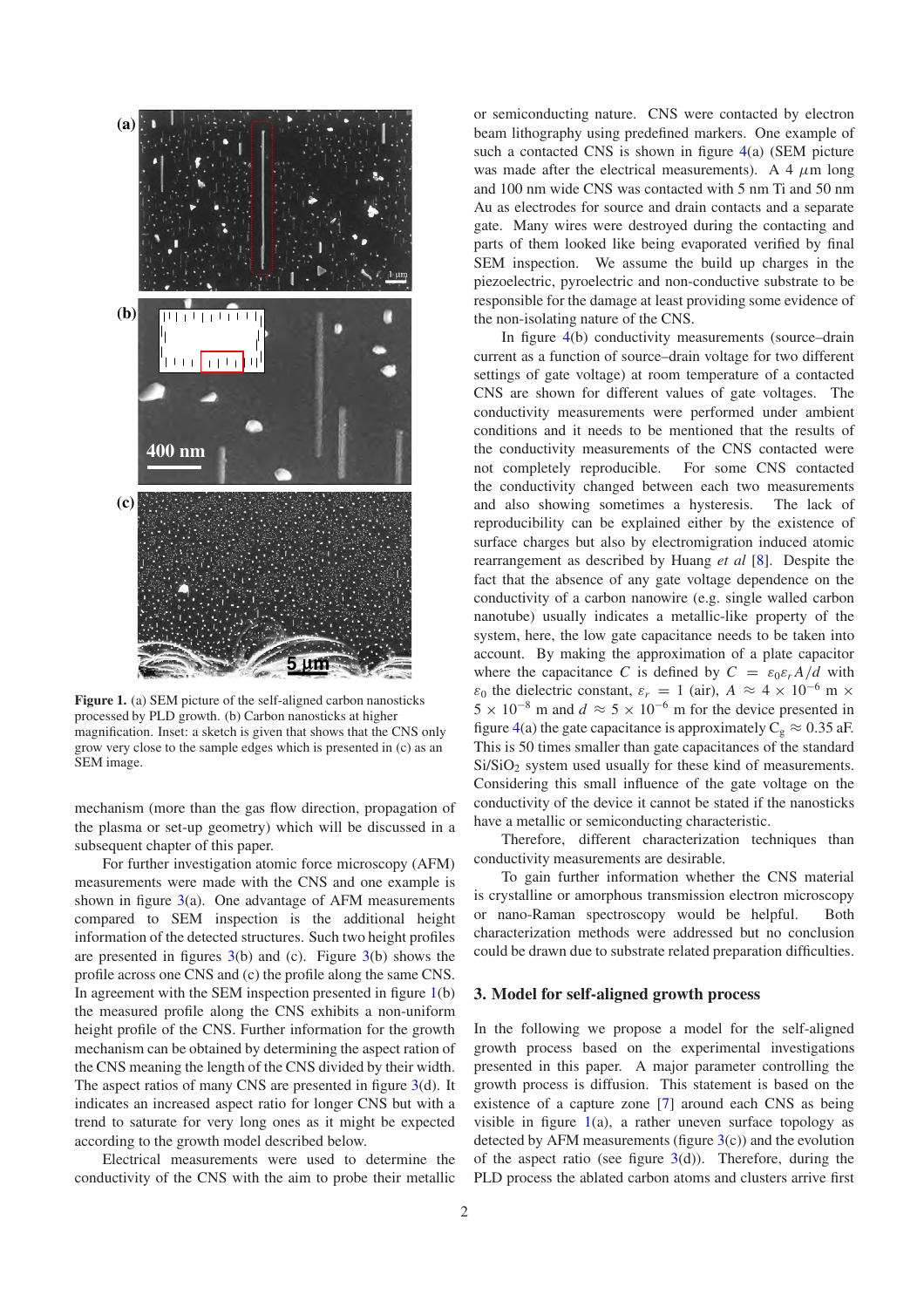**Figure 1.** (a) SEM picture of the self-aligned carbon nanosticks processed by PLD growth. (b) Carbon nanosticks at higher magnification. Inset: a sketch is given that shows that the CNS only grow very close to the sample edges which is presented in (c) as an SEM image.

mechanism (more than the gas flow direction, propagation of the plasma or set-up geometry) which will be discussed in a subsequent chapter of this paper.

For further investigation atomic force microscopy (AFM) measurements were made with the CNS and one example is shown in figure 3(a). One advantage of AFM measurements compared to SEM inspection is the additional height information of the detected structures. Such two height profiles are presented in figures 3(b) and (c). Figure 3(b) shows the profile across one CNS and (c) the profile along the same CNS. In agreement with the SEM inspection presented in figure 1(b) the measured profile along the CNS exhibits a non-uniform height profile of the CNS. Further information for the growth mechanism can be obtained by determining the aspect ration of the CNS meaning the length of the CNS divided by their width. The aspect ratios of many CNS are presented in figure 3(d). It indicates an increased aspect ratio for longer CNS but with a trend to saturate for very long ones as it might be expected according to the growth model described below.

Electrical measurements were used to determine the conductivity of the CNS with the aim to probe their metallic or semiconducting nature. CNS were contacted by electron beam lithography using predefined markers. One example of such a contacted CNS is shown in figure 4(a) (SEM picture was made after the electrical measurements). A 4 $\mu$m long and 100 nm wide CNS was contacted with 5 nm Ti and 50 nm Au as electrodes for source and drain contacts and a separate gate. Many wires were destroyed during the contacting and parts of them looked like being evaporated verified by final SEM inspection. We assume the build up charges in the piezoelectric, pyroelectric and non-conductive substrate to be responsible for the damage at least providing some evidence of the non-isolating nature of the CNS.

In figure 4(b) conductivity measurements (source–drain current as a function of source–drain voltage for two different settings of gate voltage) at room temperature of a contacted CNS are shown for different values of gate voltages. The conductivity measurements were performed under ambient conditions and it needs to be mentioned that the results of the conductivity measurements of the CNS contacted were not completely reproducible. For some CNS contacted the conductivity changed between each two measurements and also showing sometimes a hysteresis. The lack of reproducibility can be explained either by the existence of surface charges but also by electromigration induced atomic rearrangement as described by Huang *et al* [8]. Despite the fact that the absence of any gate voltage dependence on the conductivity of a carbon nanowire (e.g. single walled carbon nanotube) usually indicates a metallic-like property of the system, here, the low gate capacitance needs to be taken into account. By making the approximation of a plate capacitor where the capacitance $C$ is defined by $C = \varepsilon_0 \varepsilon_r A/d$ with $\varepsilon_0$ the dielectric constant, $\varepsilon_r = 1$ (air), $A \approx 4 \times 10^{-6}$ m $\times$ $5 \times 10^{-8}$ m and $d \approx 5 \times 10^{-6}$ m for the device presented in figure 4(a) the gate capacitance is approximately $C_g \approx 0.35$ aF. This is 50 times smaller than gate capacitances of the standard $Si/SiO_2$ system used usually for these kind of measurements. Considering this small influence of the gate voltage on the conductivity of the device it cannot be stated if the nanosticks have a metallic or semiconducting characteristic.

Therefore, different characterization techniques than conductivity measurements are desirable.

To gain further information whether the CNS material is crystalline or amorphous transmission electron microscopy or nano-Raman spectroscopy would be helpful. Both characterization methods were addressed but no conclusion could be drawn due to substrate related preparation difficulties.

## 3. Model for self-aligned growth process

In the following we propose a model for the self-aligned growth process based on the experimental investigations presented in this paper. A major parameter controlling the growth process is diffusion. This statement is based on the existence of a capture zone [7] around each CNS as being visible in figure 1(a), a rather uneven surface topology as detected by AFM measurements (figure 3(c)) and the evolution of the aspect ratio (see figure 3(d)). Therefore, during the PLD process the ablated carbon atoms and clusters arrive first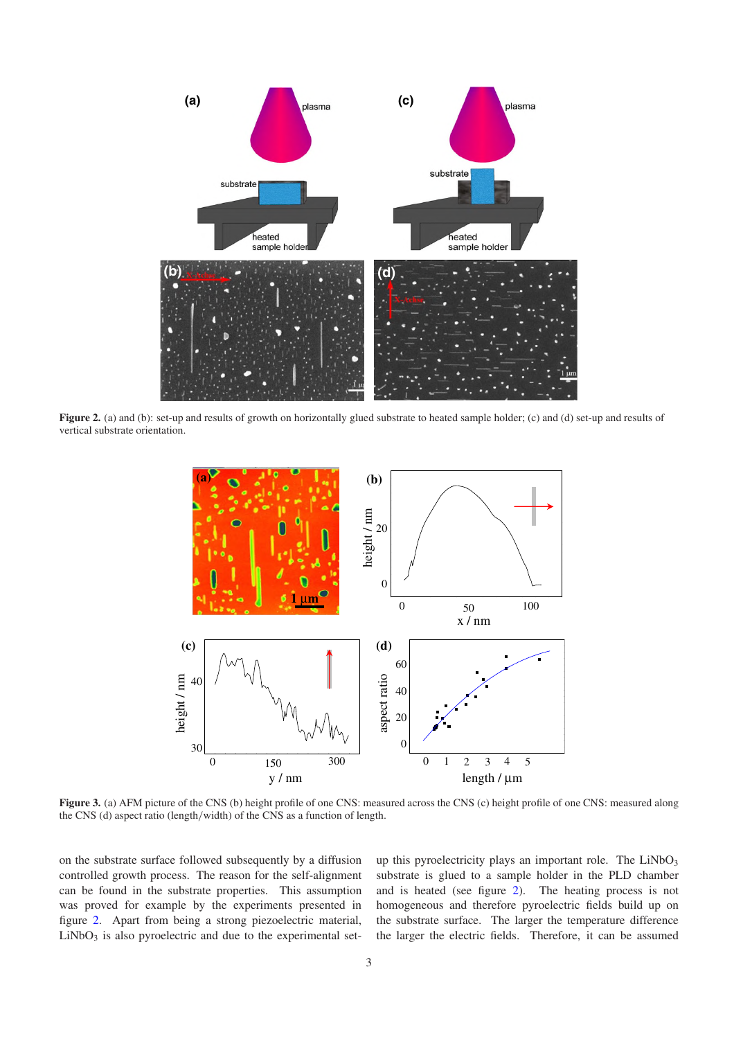**Figure 2.** (a) and (b): set-up and results of growth on horizontally glued substrate to heated sample holder; (c) and (d) set-up and results of vertical substrate orientation.

**Figure 3.** (a) AFM picture of the CNS (b) height profile of one CNS: measured across the CNS (c) height profile of one CNS: measured along the CNS (d) aspect ratio (length/width) of the CNS as a function of length.

on the substrate surface followed subsequently by a diffusion controlled growth process. The reason for the self-alignment can be found in the substrate properties. This assumption was proved for example by the experiments presented in figure 2. Apart from being a strong piezoelectric material, $LiNbO_3$ is also pyroelectric and due to the experimental set-up this pyroelectricity plays an important role. The $LiNbO_3$ substrate is glued to a sample holder in the PLD chamber and is heated (see figure 2). The heating process is not homogeneous and therefore pyroelectric fields build up on the substrate surface. The larger the temperature difference the larger the electric fields. Therefore, it can be assumed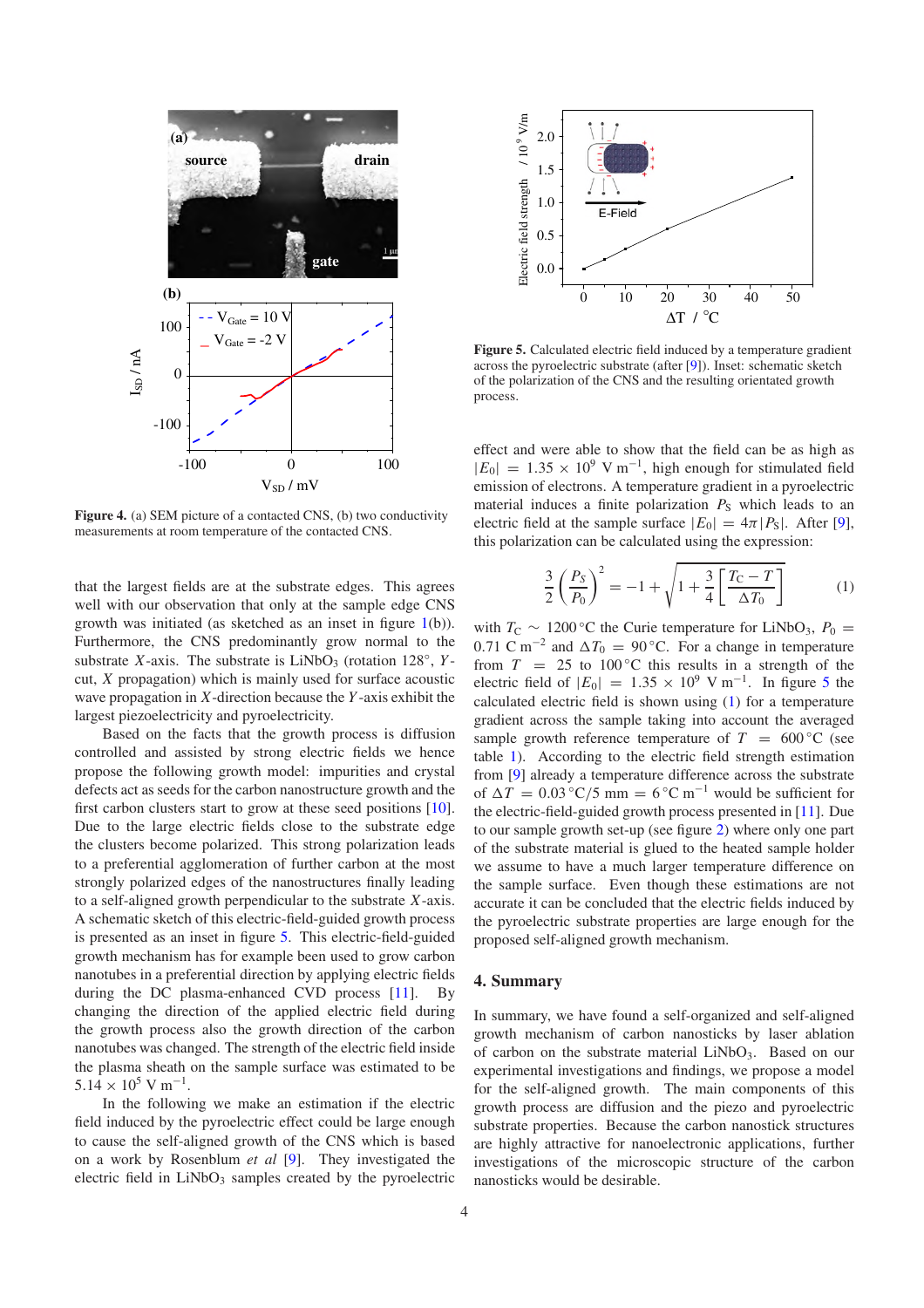Figure 4. (a) SEM picture of a contacted CNS, (b) two conductivity measurements at room temperature of the contacted CNS.

that the largest fields are at the substrate edges. This agrees well with our observation that only at the sample edge CNS growth was initiated (as sketched as an inset in figure 1(b)). Furthermore, the CNS predominantly grow normal to the substrate $X$-axis. The substrate is $LiNbO_3$ (rotation 128°, $Y$-cut, $X$ propagation) which is mainly used for surface acoustic wave propagation in $X$-direction because the $Y$-axis exhibit the largest piezoelectricity and pyroelectricity.

Based on the facts that the growth process is diffusion controlled and assisted by strong electric fields we hence propose the following growth model: impurities and crystal defects act as seeds for the carbon nanostructure growth and the first carbon clusters start to grow at these seed positions [10]. Due to the large electric fields close to the substrate edge the clusters become polarized. This strong polarization leads to a preferential agglomeration of further carbon at the most strongly polarized edges of the nanostructures finally leading to a self-aligned growth perpendicular to the substrate $X$-axis. A schematic sketch of this electric-field-guided growth process is presented as an inset in figure 5. This electric-field-guided growth mechanism has for example been used to grow carbon nanotubes in a preferential direction by applying electric fields during the DC plasma-enhanced CVD process [11]. By changing the direction of the applied electric field during the growth process also the growth direction of the carbon nanotubes was changed. The strength of the electric field inside the plasma sheath on the sample surface was estimated to be $5.14 \times 10^5$ V m$^{-1}$.

In the following we make an estimation if the electric field induced by the pyroelectric effect could be large enough to cause the self-aligned growth of the CNS which is based on a work by Rosenblum *et al* [9]. They investigated the electric field in $LiNbO_3$ samples created by the pyroelectric effect and were able to show that the field can be as high as $|E_0| = 1.35 \times 10^9$ V m$^{-1}$, high enough for stimulated field emission of electrons. A temperature gradient in a pyroelectric material induces a finite polarization $P_S$ which leads to an electric field at the sample surface $|E_0| = 4\pi|P_S|$. After [9], this polarization can be calculated using the expression:

$$\frac{3}{2}\left(\frac{P_S}{P_0}\right)^2 = -1 + \sqrt{1 + \frac{3}{4}\left[\frac{T_C - T}{\Delta T_0}\right]} \qquad (1)$$

with $T_C \sim 1200\,^\circ$C the Curie temperature for $LiNbO_3$, $P_0 = 0.71$ C m$^{-2}$ and $\Delta T_0 = 90\,^\circ$C. For a change in temperature from $T = 25$ to $100\,^\circ$C this results in a strength of the electric field of $|E_0| = 1.35 \times 10^9$ V m$^{-1}$. In figure 5 the calculated electric field is shown using (1) for a temperature gradient across the sample taking into account the averaged sample growth reference temperature of $T = 600\,^\circ$C (see table 1). According to the electric field strength estimation from [9] already a temperature difference across the substrate of $\Delta T = 0.03\,^\circ$C/5 mm $= 6\,^\circ$C m$^{-1}$ would be sufficient for the electric-field-guided growth process presented in [11]. Due to our sample growth set-up (see figure 2) where only one part of the substrate material is glued to the heated sample holder we assume to have a much larger temperature difference on the sample surface. Even though these estimations are not accurate it can be concluded that the electric fields induced by the pyroelectric substrate properties are large enough for the proposed self-aligned growth mechanism.

Figure 5. Calculated electric field induced by a temperature gradient across the pyroelectric substrate (after [9]). Inset: schematic sketch of the polarization of the CNS and the resulting orientated growth process.

## 4. Summary

In summary, we have found a self-organized and self-aligned growth mechanism of carbon nanosticks by laser ablation of carbon on the substrate material $LiNbO_3$. Based on our experimental investigations and findings, we propose a model for the self-aligned growth. The main components of this growth process are diffusion and the piezo and pyroelectric substrate properties. Because the carbon nanostick structures are highly attractive for nanoelectronic applications, further investigations of the microscopic structure of the carbon nanosticks would be desirable.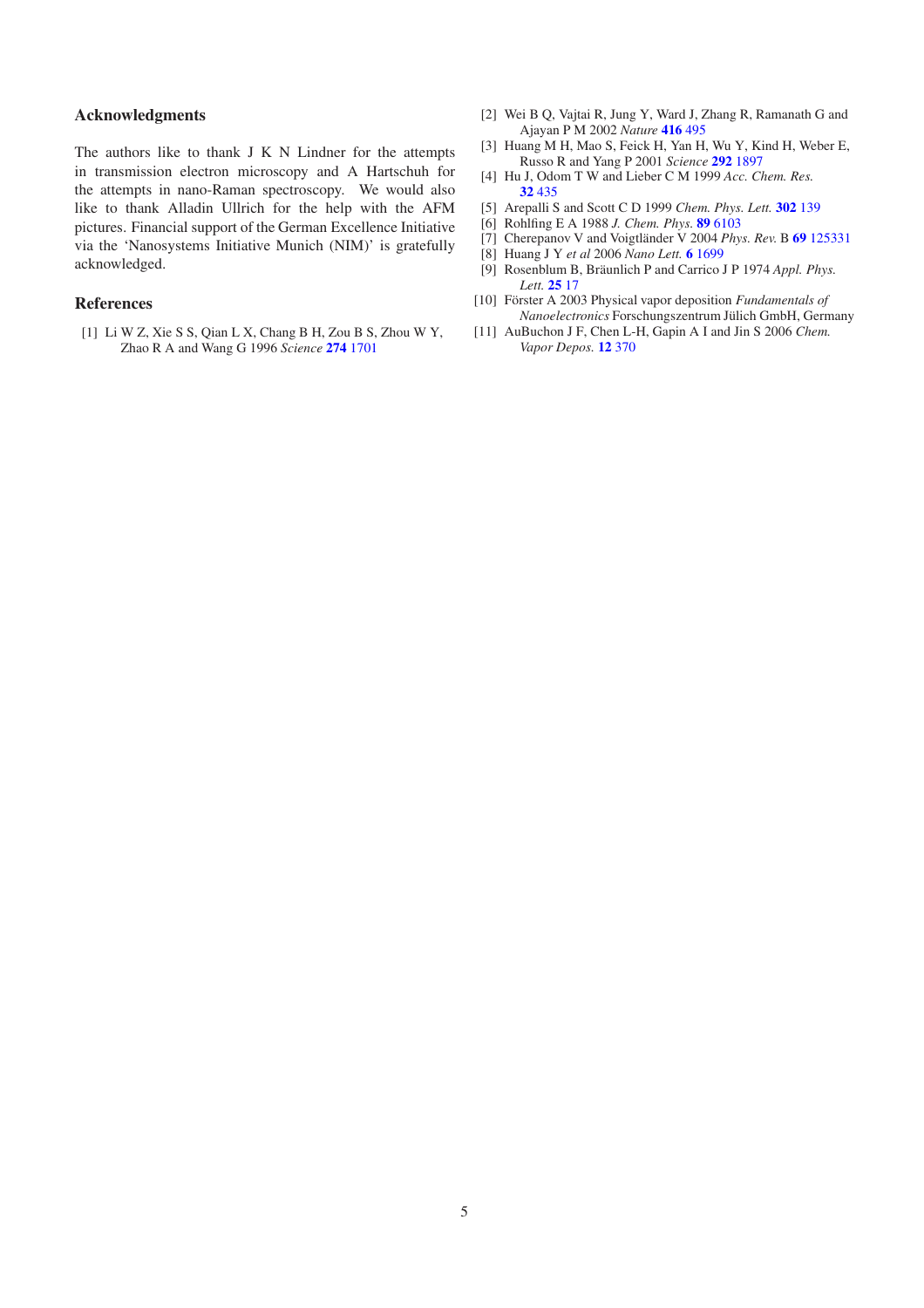## Acknowledgments

The authors like to thank J K N Lindner for the attempts in transmission electron microscopy and A Hartschuh for the attempts in nano-Raman spectroscopy. We would also like to thank Alladin Ullrich for the help with the AFM pictures. Financial support of the German Excellence Initiative via the 'Nanosystems Initiative Munich (NIM)' is gratefully acknowledged.

## References

[1] Li W Z, Xie S S, Qian L X, Chang B H, Zou B S, Zhou W Y, Zhao R A and Wang G 1996 *Science* **274** 1701

[2] Wei B Q, Vajtai R, Jung Y, Ward J, Zhang R, Ramanath G and Ajayan P M 2002 *Nature* **416** 495

[3] Huang M H, Mao S, Feick H, Yan H, Wu Y, Kind H, Weber E, Russo R and Yang P 2001 *Science* **292** 1897

[4] Hu J, Odom T W and Lieber C M 1999 *Acc. Chem. Res.* **32** 435

[5] Arepalli S and Scott C D 1999 *Chem. Phys. Lett.* **302** 139

[6] Rohlfing E A 1988 *J. Chem. Phys.* **89** 6103

[7] Cherepanov V and Voigtländer V 2004 *Phys. Rev.* B **69** 125331

[8] Huang J Y *et al* 2006 *Nano Lett.* **6** 1699

[9] Rosenblum B, Bräunlich P and Carrico J P 1974 *Appl. Phys. Lett.* **25** 17

[10] Förster A 2003 Physical vapor deposition *Fundamentals of Nanoelectronics* Forschungszentrum Jülich GmbH, Germany

[11] AuBuchon J F, Chen L-H, Gapin A I and Jin S 2006 *Chem. Vapor Depos.* **12** 370